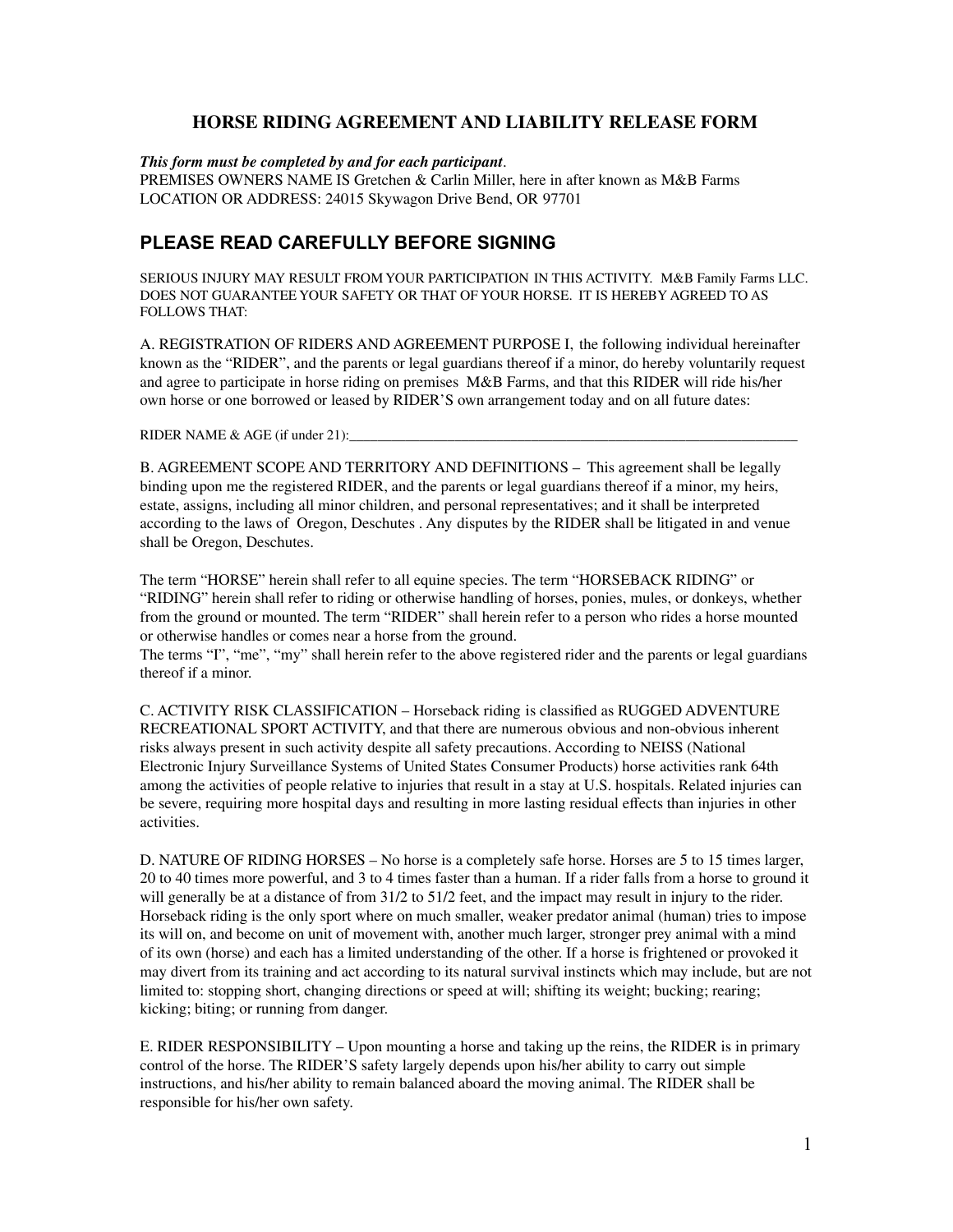# HORSE RIDING AGREEMENT AND LIABILITY RELEASE FORM

***This form must be completed by and for each participant***.
PREMISES OWNERS NAME IS Gretchen & Carlin Miller, here in after known as M&B Farms
LOCATION OR ADDRESS: 24015 Skywagon Drive Bend, OR 97701

## PLEASE READ CAREFULLY BEFORE SIGNING

SERIOUS INJURY MAY RESULT FROM YOUR PARTICIPATION IN THIS ACTIVITY. M&B Family Farms LLC. DOES NOT GUARANTEE YOUR SAFETY OR THAT OF YOUR HORSE. IT IS HEREBY AGREED TO AS FOLLOWS THAT:

A. REGISTRATION OF RIDERS AND AGREEMENT PURPOSE I, the following individual hereinafter known as the "RIDER", and the parents or legal guardians thereof if a minor, do hereby voluntarily request and agree to participate in horse riding on premises M&B Farms, and that this RIDER will ride his/her own horse or one borrowed or leased by RIDER'S own arrangement today and on all future dates:

RIDER NAME & AGE (if under 21):_______________________________________________________________

B. AGREEMENT SCOPE AND TERRITORY AND DEFINITIONS – This agreement shall be legally binding upon me the registered RIDER, and the parents or legal guardians thereof if a minor, my heirs, estate, assigns, including all minor children, and personal representatives; and it shall be interpreted according to the laws of Oregon, Deschutes . Any disputes by the RIDER shall be litigated in and venue shall be Oregon, Deschutes.

The term "HORSE" herein shall refer to all equine species. The term "HORSEBACK RIDING" or "RIDING" herein shall refer to riding or otherwise handling of horses, ponies, mules, or donkeys, whether from the ground or mounted. The term "RIDER" shall herein refer to a person who rides a horse mounted or otherwise handles or comes near a horse from the ground.
The terms "I", "me", "my" shall herein refer to the above registered rider and the parents or legal guardians thereof if a minor.

C. ACTIVITY RISK CLASSIFICATION – Horseback riding is classified as RUGGED ADVENTURE RECREATIONAL SPORT ACTIVITY, and that there are numerous obvious and non-obvious inherent risks always present in such activity despite all safety precautions. According to NEISS (National Electronic Injury Surveillance Systems of United States Consumer Products) horse activities rank 64th among the activities of people relative to injuries that result in a stay at U.S. hospitals. Related injuries can be severe, requiring more hospital days and resulting in more lasting residual effects than injuries in other activities.

D. NATURE OF RIDING HORSES – No horse is a completely safe horse. Horses are 5 to 15 times larger, 20 to 40 times more powerful, and 3 to 4 times faster than a human. If a rider falls from a horse to ground it will generally be at a distance of from 31/2 to 51/2 feet, and the impact may result in injury to the rider. Horseback riding is the only sport where on much smaller, weaker predator animal (human) tries to impose its will on, and become on unit of movement with, another much larger, stronger prey animal with a mind of its own (horse) and each has a limited understanding of the other. If a horse is frightened or provoked it may divert from its training and act according to its natural survival instincts which may include, but are not limited to: stopping short, changing directions or speed at will; shifting its weight; bucking; rearing; kicking; biting; or running from danger.

E. RIDER RESPONSIBILITY – Upon mounting a horse and taking up the reins, the RIDER is in primary control of the horse. The RIDER'S safety largely depends upon his/her ability to carry out simple instructions, and his/her ability to remain balanced aboard the moving animal. The RIDER shall be responsible for his/her own safety.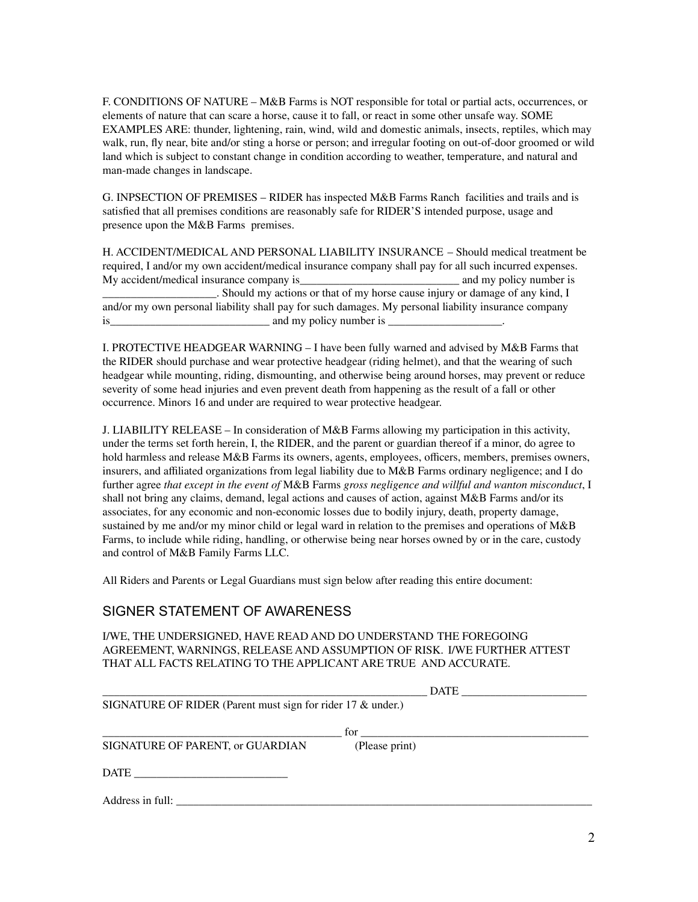F. CONDITIONS OF NATURE – M&B Farms is NOT responsible for total or partial acts, occurrences, or elements of nature that can scare a horse, cause it to fall, or react in some other unsafe way. SOME EXAMPLES ARE: thunder, lightening, rain, wind, wild and domestic animals, insects, reptiles, which may walk, run, fly near, bite and/or sting a horse or person; and irregular footing on out-of-door groomed or wild land which is subject to constant change in condition according to weather, temperature, and natural and man-made changes in landscape.

G. INPSECTION OF PREMISES – RIDER has inspected M&B Farms Ranch facilities and trails and is satisfied that all premises conditions are reasonably safe for RIDER'S intended purpose, usage and presence upon the M&B Farms premises.

H. ACCIDENT/MEDICAL AND PERSONAL LIABILITY INSURANCE – Should medical treatment be required, I and/or my own accident/medical insurance company shall pay for all such incurred expenses. My accident/medical insurance company is____________________________ and my policy number is ____________________. Should my actions or that of my horse cause injury or damage of any kind, I and/or my own personal liability shall pay for such damages. My personal liability insurance company is____________________________ and my policy number is ____________________.

I. PROTECTIVE HEADGEAR WARNING – I have been fully warned and advised by M&B Farms that the RIDER should purchase and wear protective headgear (riding helmet), and that the wearing of such headgear while mounting, riding, dismounting, and otherwise being around horses, may prevent or reduce severity of some head injuries and even prevent death from happening as the result of a fall or other occurrence. Minors 16 and under are required to wear protective headgear.

J. LIABILITY RELEASE – In consideration of M&B Farms allowing my participation in this activity, under the terms set forth herein, I, the RIDER, and the parent or guardian thereof if a minor, do agree to hold harmless and release M&B Farms its owners, agents, employees, officers, members, premises owners, insurers, and affiliated organizations from legal liability due to M&B Farms ordinary negligence; and I do further agree *that except in the event of* M&B Farms *gross negligence and willful and wanton misconduct*, I shall not bring any claims, demand, legal actions and causes of action, against M&B Farms and/or its associates, for any economic and non-economic losses due to bodily injury, death, property damage, sustained by me and/or my minor child or legal ward in relation to the premises and operations of M&B Farms, to include while riding, handling, or otherwise being near horses owned by or in the care, custody and control of M&B Family Farms LLC.

All Riders and Parents or Legal Guardians must sign below after reading this entire document:

## SIGNER STATEMENT OF AWARENESS

I/WE, THE UNDERSIGNED, HAVE READ AND DO UNDERSTAND THE FOREGOING AGREEMENT, WARNINGS, RELEASE AND ASSUMPTION OF RISK. I/WE FURTHER ATTEST THAT ALL FACTS RELATING TO THE APPLICANT ARE TRUE AND ACCURATE.

____________________________________________________________ DATE ______________________

SIGNATURE OF RIDER (Parent must sign for rider 17 & under.)

__________________________________________ for __________________________________________

SIGNATURE OF PARENT, or GUARDIAN (Please print)

DATE ___________________________

Address in full: ______________________________________________________________________________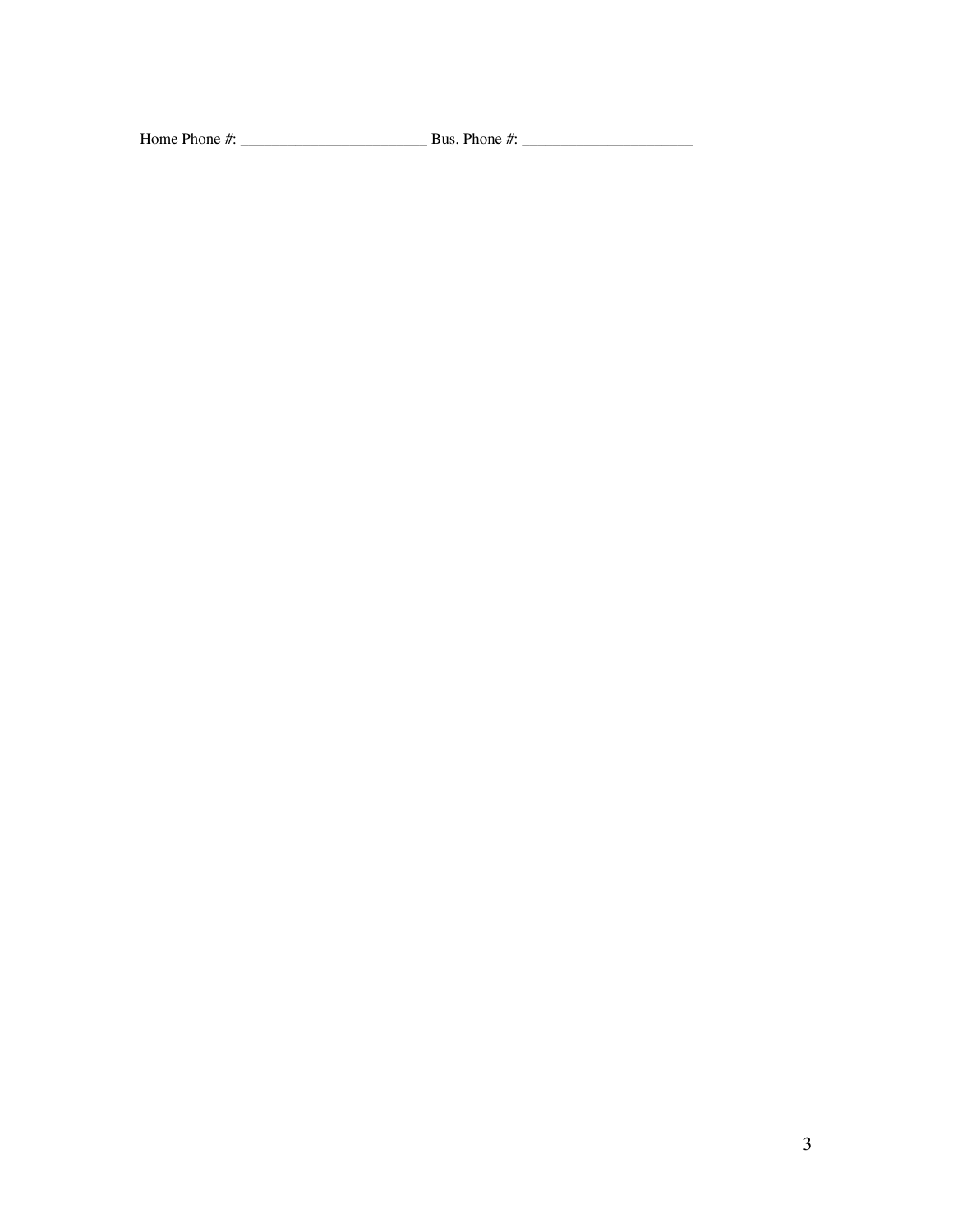Home Phone #: ________________________ Bus. Phone #: ______________________